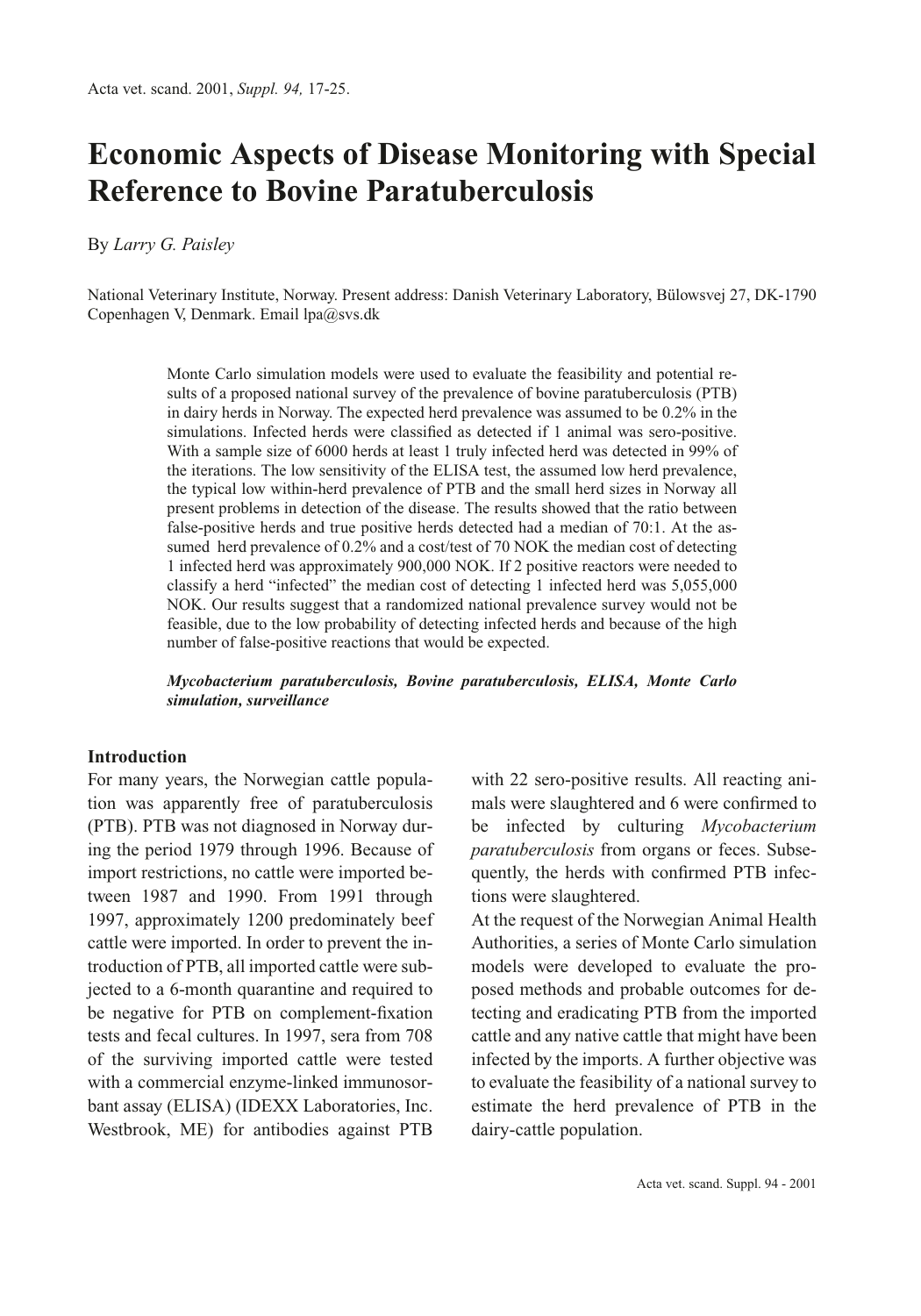# Economic Aspects of Disease Monitoring with Special Reference to Bovine Paratuberculosis

By *Larry G. Paisley*

National Veterinary Institute, Norway. Present address: Danish Veterinary Laboratory, Bülowsvej 27, DK-1790 Copenhagen V, Denmark. Email lpa@svs.dk

Monte Carlo simulation models were used to evaluate the feasibility and potential results of a proposed national survey of the prevalence of bovine paratuberculosis (PTB) in dairy herds in Norway. The expected herd prevalence was assumed to be 0.2% in the simulations. Infected herds were classified as detected if 1 animal was sero-positive. With a sample size of 6000 herds at least 1 truly infected herd was detected in 99% of the iterations. The low sensitivity of the ELISA test, the assumed low herd prevalence, the typical low within-herd prevalence of PTB and the small herd sizes in Norway all present problems in detection of the disease. The results showed that the ratio between false-positive herds and true positive herds detected had a median of 70:1. At the assumed herd prevalence of 0.2% and a cost/test of 70 NOK the median cost of detecting 1 infected herd was approximately 900,000 NOK. If 2 positive reactors were needed to classify a herd "infected" the median cost of detecting 1 infected herd was 5,055,000 NOK. Our results suggest that a randomized national prevalence survey would not be feasible, due to the low probability of detecting infected herds and because of the high number of false-positive reactions that would be expected.

***Mycobacterium paratuberculosis, Bovine paratuberculosis, ELISA, Monte Carlo simulation, surveillance***

## Introduction

For many years, the Norwegian cattle population was apparently free of paratuberculosis (PTB). PTB was not diagnosed in Norway during the period 1979 through 1996. Because of import restrictions, no cattle were imported between 1987 and 1990. From 1991 through 1997, approximately 1200 predominately beef cattle were imported. In order to prevent the introduction of PTB, all imported cattle were subjected to a 6-month quarantine and required to be negative for PTB on complement-fixation tests and fecal cultures. In 1997, sera from 708 of the surviving imported cattle were tested with a commercial enzyme-linked immunosorbant assay (ELISA) (IDEXX Laboratories, Inc. Westbrook, ME) for antibodies against PTB with 22 sero-positive results. All reacting animals were slaughtered and 6 were confirmed to be infected by culturing *Mycobacterium paratuberculosis* from organs or feces. Subsequently, the herds with confirmed PTB infections were slaughtered.

At the request of the Norwegian Animal Health Authorities, a series of Monte Carlo simulation models were developed to evaluate the proposed methods and probable outcomes for detecting and eradicating PTB from the imported cattle and any native cattle that might have been infected by the imports. A further objective was to evaluate the feasibility of a national survey to estimate the herd prevalence of PTB in the dairy-cattle population.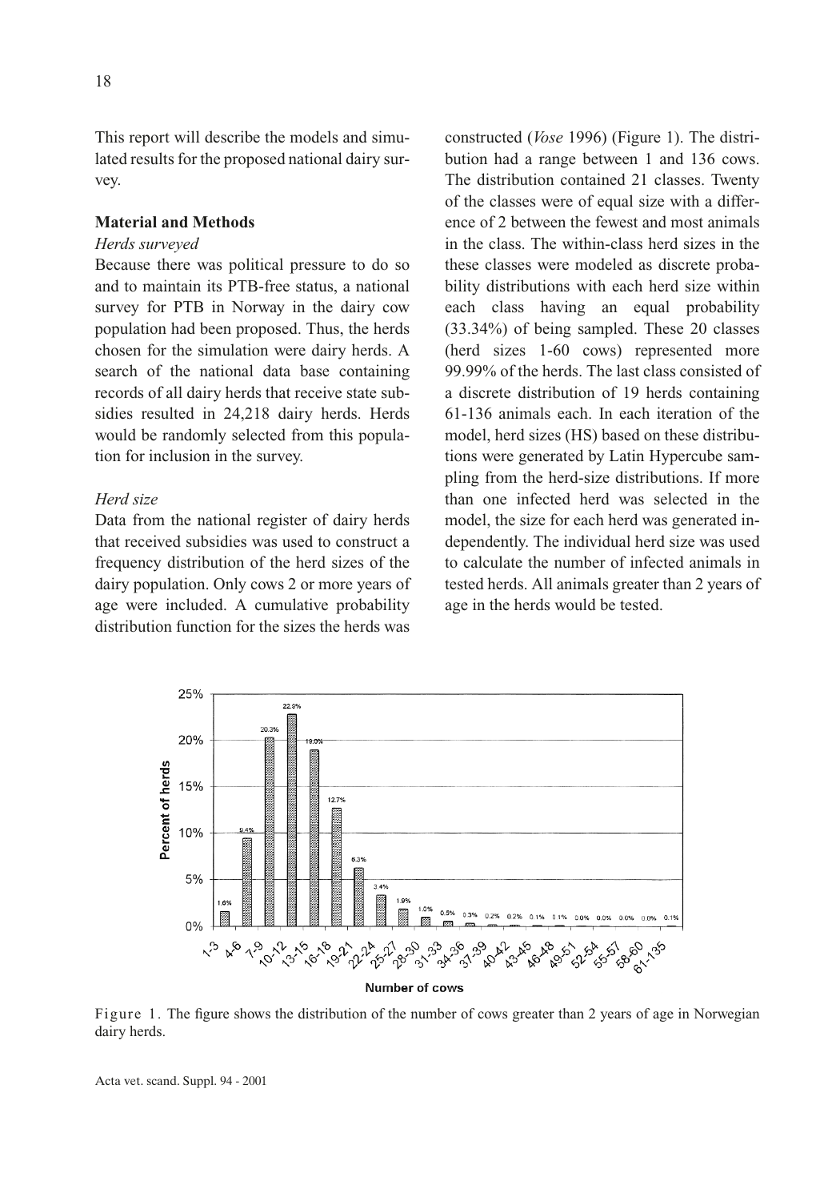This report will describe the models and simulated results for the proposed national dairy survey.

## Material and Methods

### *Herds surveyed*

Because there was political pressure to do so and to maintain its PTB-free status, a national survey for PTB in Norway in the dairy cow population had been proposed. Thus, the herds chosen for the simulation were dairy herds. A search of the national data base containing records of all dairy herds that receive state subsidies resulted in 24,218 dairy herds. Herds would be randomly selected from this population for inclusion in the survey.

### *Herd size*

Data from the national register of dairy herds that received subsidies was used to construct a frequency distribution of the herd sizes of the dairy population. Only cows 2 or more years of age were included. A cumulative probability distribution function for the sizes the herds was constructed (*Vose* 1996) (Figure 1). The distribution had a range between 1 and 136 cows. The distribution contained 21 classes. Twenty of the classes were of equal size with a difference of 2 between the fewest and most animals in the class. The within-class herd sizes in the these classes were modeled as discrete probability distributions with each herd size within each class having an equal probability (33.34%) of being sampled. These 20 classes (herd sizes 1-60 cows) represented more 99.99% of the herds. The last class consisted of a discrete distribution of 19 herds containing 61-136 animals each. In each iteration of the model, herd sizes (HS) based on these distributions were generated by Latin Hypercube sampling from the herd-size distributions. If more than one infected herd was selected in the model, the size for each herd was generated independently. The individual herd size was used to calculate the number of infected animals in tested herds. All animals greater than 2 years of age in the herds would be tested.

Figure 1. The figure shows the distribution of the number of cows greater than 2 years of age in Norwegian dairy herds.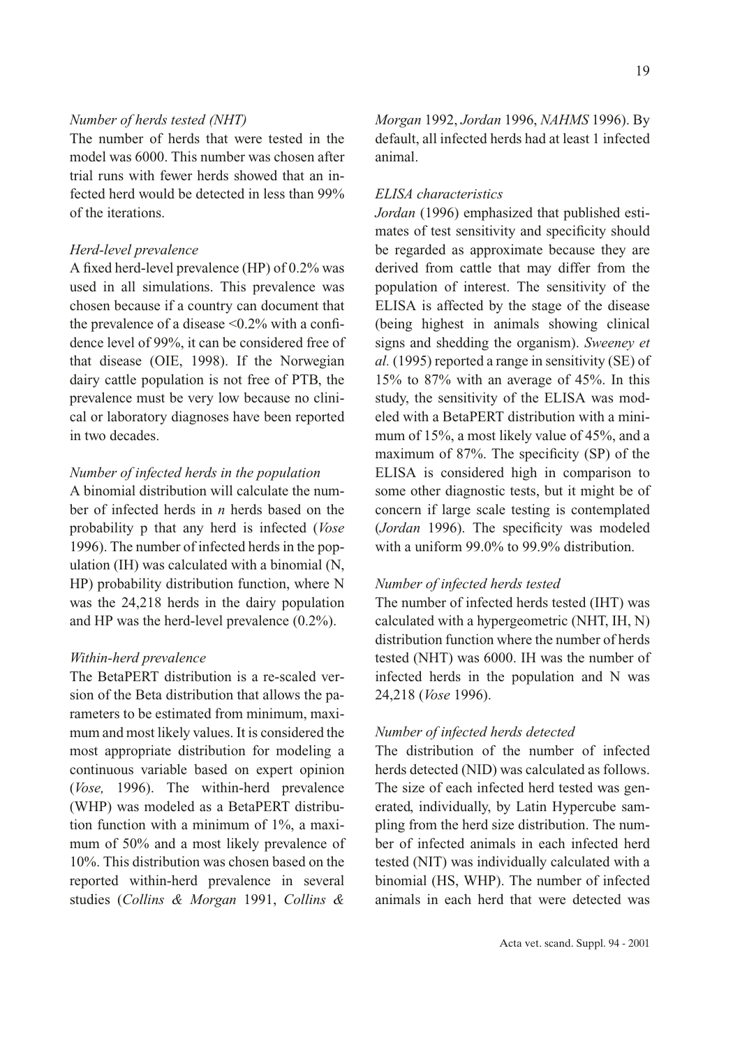*Number of herds tested (NHT)*

The number of herds that were tested in the model was 6000. This number was chosen after trial runs with fewer herds showed that an infected herd would be detected in less than 99% of the iterations.

*Herd-level prevalence*

A fixed herd-level prevalence (HP) of 0.2% was used in all simulations. This prevalence was chosen because if a country can document that the prevalence of a disease <0.2% with a confidence level of 99%, it can be considered free of that disease (OIE, 1998). If the Norwegian dairy cattle population is not free of PTB, the prevalence must be very low because no clinical or laboratory diagnoses have been reported in two decades.

*Number of infected herds in the population*

A binomial distribution will calculate the number of infected herds in *n* herds based on the probability p that any herd is infected (*Vose* 1996). The number of infected herds in the population (IH) was calculated with a binomial (N, HP) probability distribution function, where N was the 24,218 herds in the dairy population and HP was the herd-level prevalence (0.2%).

*Within-herd prevalence*

The BetaPERT distribution is a re-scaled version of the Beta distribution that allows the parameters to be estimated from minimum, maximum and most likely values. It is considered the most appropriate distribution for modeling a continuous variable based on expert opinion (*Vose,* 1996). The within-herd prevalence (WHP) was modeled as a BetaPERT distribution function with a minimum of 1%, a maximum of 50% and a most likely prevalence of 10%. This distribution was chosen based on the reported within-herd prevalence in several studies (*Collins & Morgan* 1991, *Collins & Morgan* 1992, *Jordan* 1996, *NAHMS* 1996). By default, all infected herds had at least 1 infected animal.

*ELISA characteristics*

*Jordan* (1996) emphasized that published estimates of test sensitivity and specificity should be regarded as approximate because they are derived from cattle that may differ from the population of interest. The sensitivity of the ELISA is affected by the stage of the disease (being highest in animals showing clinical signs and shedding the organism). *Sweeney et al.* (1995) reported a range in sensitivity (SE) of 15% to 87% with an average of 45%. In this study, the sensitivity of the ELISA was modeled with a BetaPERT distribution with a minimum of 15%, a most likely value of 45%, and a maximum of 87%. The specificity (SP) of the ELISA is considered high in comparison to some other diagnostic tests, but it might be of concern if large scale testing is contemplated (*Jordan* 1996). The specificity was modeled with a uniform 99.0% to 99.9% distribution.

*Number of infected herds tested*

The number of infected herds tested (IHT) was calculated with a hypergeometric (NHT, IH, N) distribution function where the number of herds tested (NHT) was 6000. IH was the number of infected herds in the population and N was 24,218 (*Vose* 1996).

*Number of infected herds detected*

The distribution of the number of infected herds detected (NID) was calculated as follows. The size of each infected herd tested was generated, individually, by Latin Hypercube sampling from the herd size distribution. The number of infected animals in each infected herd tested (NIT) was individually calculated with a binomial (HS, WHP). The number of infected animals in each herd that were detected was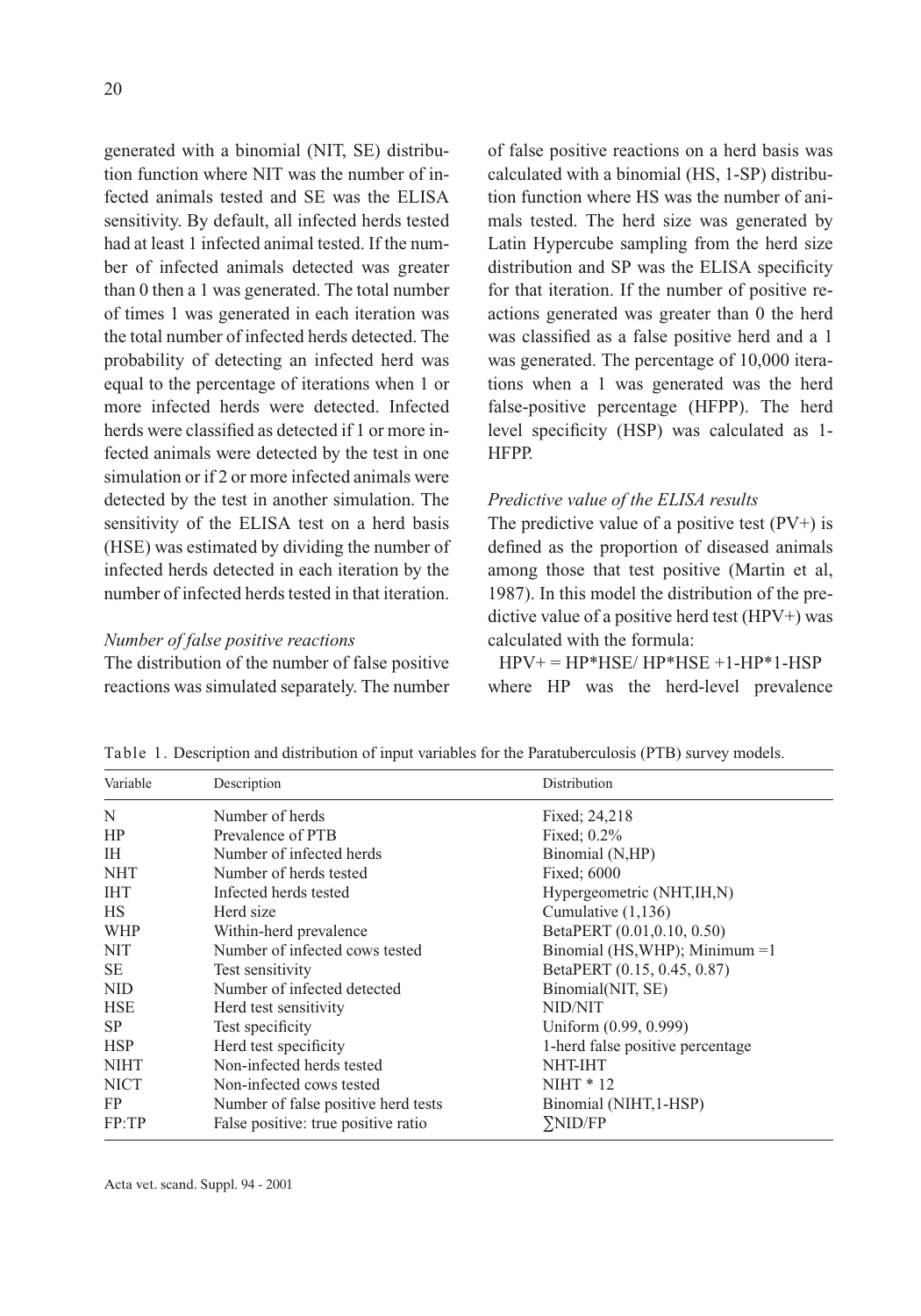generated with a binomial (NIT, SE) distribution function where NIT was the number of infected animals tested and SE was the ELISA sensitivity. By default, all infected herds tested had at least 1 infected animal tested. If the number of infected animals detected was greater than 0 then a 1 was generated. The total number of times 1 was generated in each iteration was the total number of infected herds detected. The probability of detecting an infected herd was equal to the percentage of iterations when 1 or more infected herds were detected. Infected herds were classified as detected if 1 or more infected animals were detected by the test in one simulation or if 2 or more infected animals were detected by the test in another simulation. The sensitivity of the ELISA test on a herd basis (HSE) was estimated by dividing the number of infected herds detected in each iteration by the number of infected herds tested in that iteration.

*Number of false positive reactions*

The distribution of the number of false positive reactions was simulated separately. The number of false positive reactions on a herd basis was calculated with a binomial (HS, 1-SP) distribution function where HS was the number of animals tested. The herd size was generated by Latin Hypercube sampling from the herd size distribution and SP was the ELISA specificity for that iteration. If the number of positive reactions generated was greater than 0 the herd was classified as a false positive herd and a 1 was generated. The percentage of 10,000 iterations when a 1 was generated was the herd false-positive percentage (HFPP). The herd level specificity (HSP) was calculated as 1-HFPP.

*Predictive value of the ELISA results*

The predictive value of a positive test (PV+) is defined as the proportion of diseased animals among those that test positive (Martin et al, 1987). In this model the distribution of the predictive value of a positive herd test (HPV+) was calculated with the formula:

HPV+ = HP\*HSE/ HP\*HSE +1-HP\*1-HSP

where HP was the herd-level prevalence

Table 1. Description and distribution of input variables for the Paratuberculosis (PTB) survey models.

| Variable | Description | Distribution |
|---|---|---|
| N | Number of herds | Fixed; 24,218 |
| HP | Prevalence of PTB | Fixed; 0.2% |
| IH | Number of infected herds | Binomial (N,HP) |
| NHT | Number of herds tested | Fixed; 6000 |
| IHT | Infected herds tested | Hypergeometric (NHT,IH,N) |
| HS | Herd size | Cumulative (1,136) |
| WHP | Within-herd prevalence | BetaPERT (0.01,0.10, 0.50) |
| NIT | Number of infected cows tested | Binomial (HS,WHP); Minimum =1 |
| SE | Test sensitivity | BetaPERT (0.15, 0.45, 0.87) |
| NID | Number of infected detected | Binomial(NIT, SE) |
| HSE | Herd test sensitivity | NID/NIT |
| SP | Test specificity | Uniform (0.99, 0.999) |
| HSP | Herd test specificity | 1-herd false positive percentage |
| NIHT | Non-infected herds tested | NHT-IHT |
| NICT | Non-infected cows tested | NIHT * 12 |
| FP | Number of false positive herd tests | Binomial (NIHT,1-HSP) |
| FP:TP | False positive: true positive ratio | ∑NID/FP |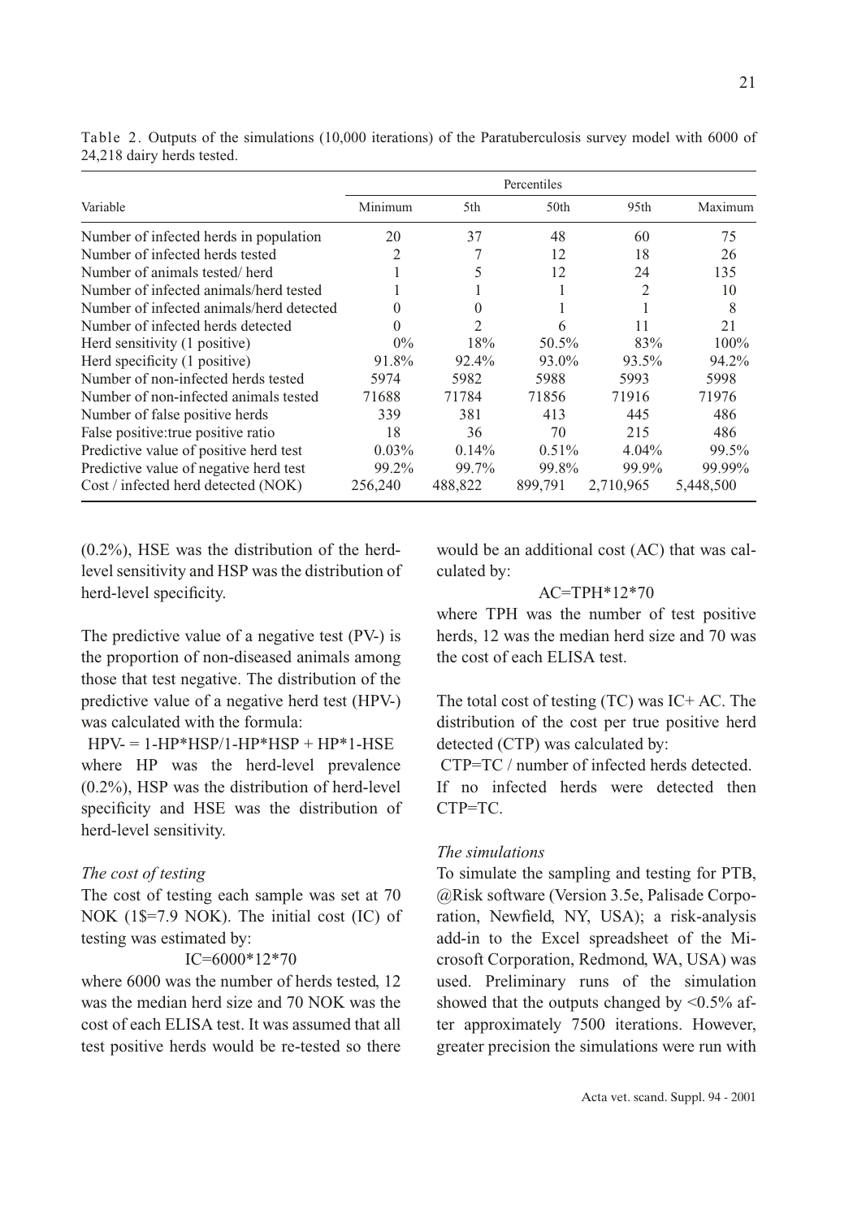Table 2. Outputs of the simulations (10,000 iterations) of the Paratuberculosis survey model with 6000 of 24,218 dairy herds tested.

| Variable | Percentiles | | | | |
|---|---|---|---|---|---|
| | Minimum | 5th | 50th | 95th | Maximum |
| Number of infected herds in population | 20 | 37 | 48 | 60 | 75 |
| Number of infected herds tested | 2 | 7 | 12 | 18 | 26 |
| Number of animals tested/ herd | 1 | 5 | 12 | 24 | 135 |
| Number of infected animals/herd tested | 1 | 1 | 1 | 2 | 10 |
| Number of infected animals/herd detected | 0 | 0 | 1 | 1 | 8 |
| Number of infected herds detected | 0 | 2 | 6 | 11 | 21 |
| Herd sensitivity (1 positive) | 0% | 18% | 50.5% | 83% | 100% |
| Herd specificity (1 positive) | 91.8% | 92.4% | 93.0% | 93.5% | 94.2% |
| Number of non-infected herds tested | 5974 | 5982 | 5988 | 5993 | 5998 |
| Number of non-infected animals tested | 71688 | 71784 | 71856 | 71916 | 71976 |
| Number of false positive herds | 339 | 381 | 413 | 445 | 486 |
| False positive:true positive ratio | 18 | 36 | 70 | 215 | 486 |
| Predictive value of positive herd test | 0.03% | 0.14% | 0.51% | 4.04% | 99.5% |
| Predictive value of negative herd test | 99.2% | 99.7% | 99.8% | 99.9% | 99.99% |
| Cost / infected herd detected (NOK) | 256,240 | 488,822 | 899,791 | 2,710,965 | 5,448,500 |

(0.2%), HSE was the distribution of the herd-level sensitivity and HSP was the distribution of herd-level specificity.

The predictive value of a negative test (PV-) is the proportion of non-diseased animals among those that test negative. The distribution of the predictive value of a negative herd test (HPV-) was calculated with the formula:

$$HPV- = 1-HP*HSP/1-HP*HSP + HP*1-HSE$$

where HP was the herd-level prevalence (0.2%), HSP was the distribution of herd-level specificity and HSE was the distribution of herd-level sensitivity.

*The cost of testing*

The cost of testing each sample was set at 70 NOK (1$=7.9 NOK). The initial cost (IC) of testing was estimated by:

$$IC=6000*12*70$$

where 6000 was the number of herds tested, 12 was the median herd size and 70 NOK was the cost of each ELISA test. It was assumed that all test positive herds would be re-tested so there would be an additional cost (AC) that was calculated by:

$$AC=TPH*12*70$$

where TPH was the number of test positive herds, 12 was the median herd size and 70 was the cost of each ELISA test.

The total cost of testing (TC) was IC+ AC. The distribution of the cost per true positive herd detected (CTP) was calculated by:

CTP=TC / number of infected herds detected.
If no infected herds were detected then CTP=TC.

*The simulations*

To simulate the sampling and testing for PTB, @Risk software (Version 3.5e, Palisade Corporation, Newfield, NY, USA); a risk-analysis add-in to the Excel spreadsheet of the Microsoft Corporation, Redmond, WA, USA) was used. Preliminary runs of the simulation showed that the outputs changed by <0.5% after approximately 7500 iterations. However, greater precision the simulations were run with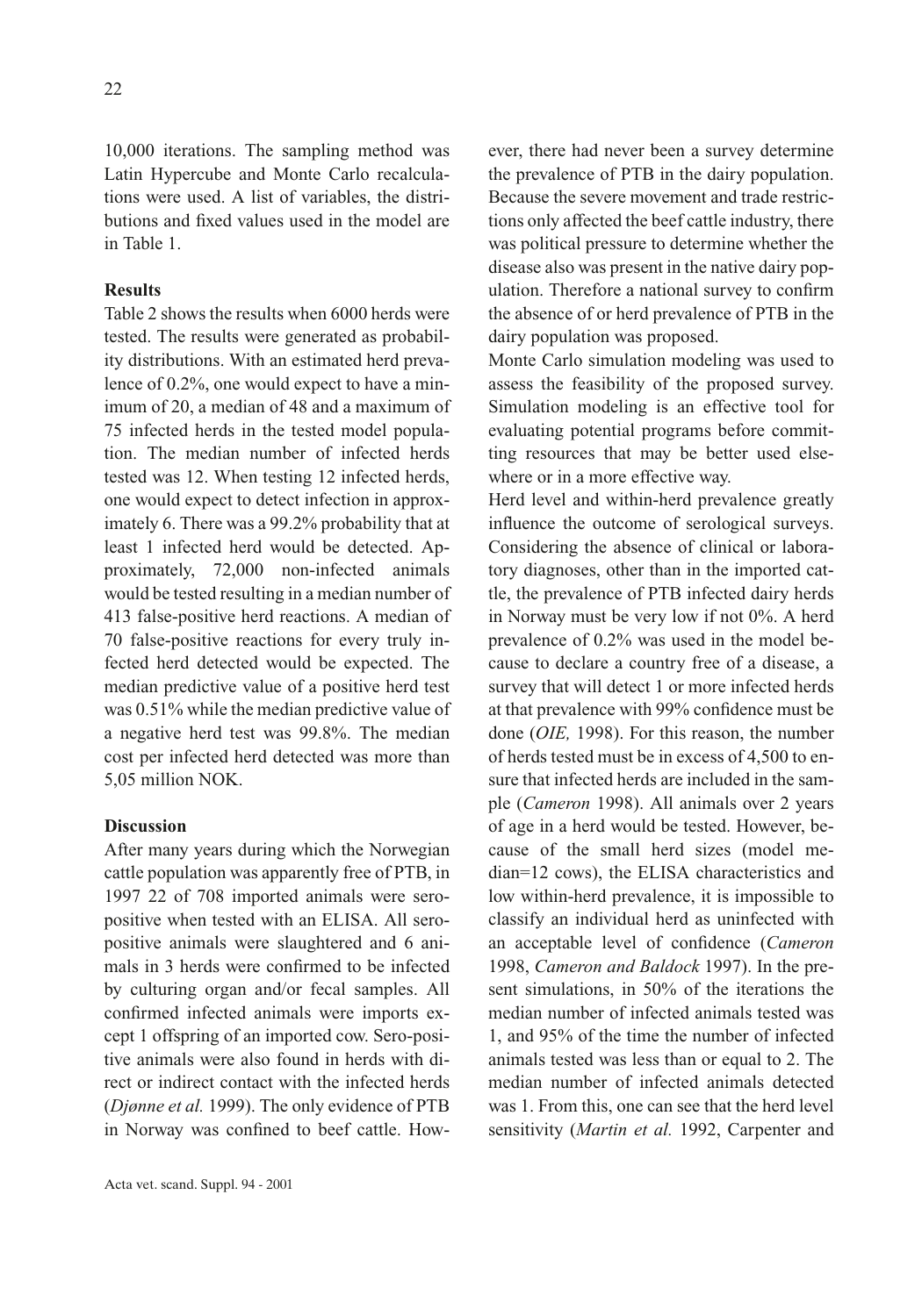10,000 iterations. The sampling method was Latin Hypercube and Monte Carlo recalculations were used. A list of variables, the distributions and fixed values used in the model are in Table 1.

## Results

Table 2 shows the results when 6000 herds were tested. The results were generated as probability distributions. With an estimated herd prevalence of 0.2%, one would expect to have a minimum of 20, a median of 48 and a maximum of 75 infected herds in the tested model population. The median number of infected herds tested was 12. When testing 12 infected herds, one would expect to detect infection in approximately 6. There was a 99.2% probability that at least 1 infected herd would be detected. Approximately, 72,000 non-infected animals would be tested resulting in a median number of 413 false-positive herd reactions. A median of 70 false-positive reactions for every truly infected herd detected would be expected. The median predictive value of a positive herd test was 0.51% while the median predictive value of a negative herd test was 99.8%. The median cost per infected herd detected was more than 5,05 million NOK.

## Discussion

After many years during which the Norwegian cattle population was apparently free of PTB, in 1997 22 of 708 imported animals were seropositive when tested with an ELISA. All seropositive animals were slaughtered and 6 animals in 3 herds were confirmed to be infected by culturing organ and/or fecal samples. All confirmed infected animals were imports except 1 offspring of an imported cow. Sero-positive animals were also found in herds with direct or indirect contact with the infected herds (*Djønne et al.* 1999). The only evidence of PTB in Norway was confined to beef cattle. However, there had never been a survey determine the prevalence of PTB in the dairy population. Because the severe movement and trade restrictions only affected the beef cattle industry, there was political pressure to determine whether the disease also was present in the native dairy population. Therefore a national survey to confirm the absence of or herd prevalence of PTB in the dairy population was proposed.

Monte Carlo simulation modeling was used to assess the feasibility of the proposed survey. Simulation modeling is an effective tool for evaluating potential programs before committing resources that may be better used elsewhere or in a more effective way.

Herd level and within-herd prevalence greatly influence the outcome of serological surveys. Considering the absence of clinical or laboratory diagnoses, other than in the imported cattle, the prevalence of PTB infected dairy herds in Norway must be very low if not 0%. A herd prevalence of 0.2% was used in the model because to declare a country free of a disease, a survey that will detect 1 or more infected herds at that prevalence with 99% confidence must be done (*OIE,* 1998). For this reason, the number of herds tested must be in excess of 4,500 to ensure that infected herds are included in the sample (*Cameron* 1998). All animals over 2 years of age in a herd would be tested. However, because of the small herd sizes (model median=12 cows), the ELISA characteristics and low within-herd prevalence, it is impossible to classify an individual herd as uninfected with an acceptable level of confidence (*Cameron* 1998, *Cameron and Baldock* 1997). In the present simulations, in 50% of the iterations the median number of infected animals tested was 1, and 95% of the time the number of infected animals tested was less than or equal to 2. The median number of infected animals detected was 1. From this, one can see that the herd level sensitivity (*Martin et al.* 1992, Carpenter and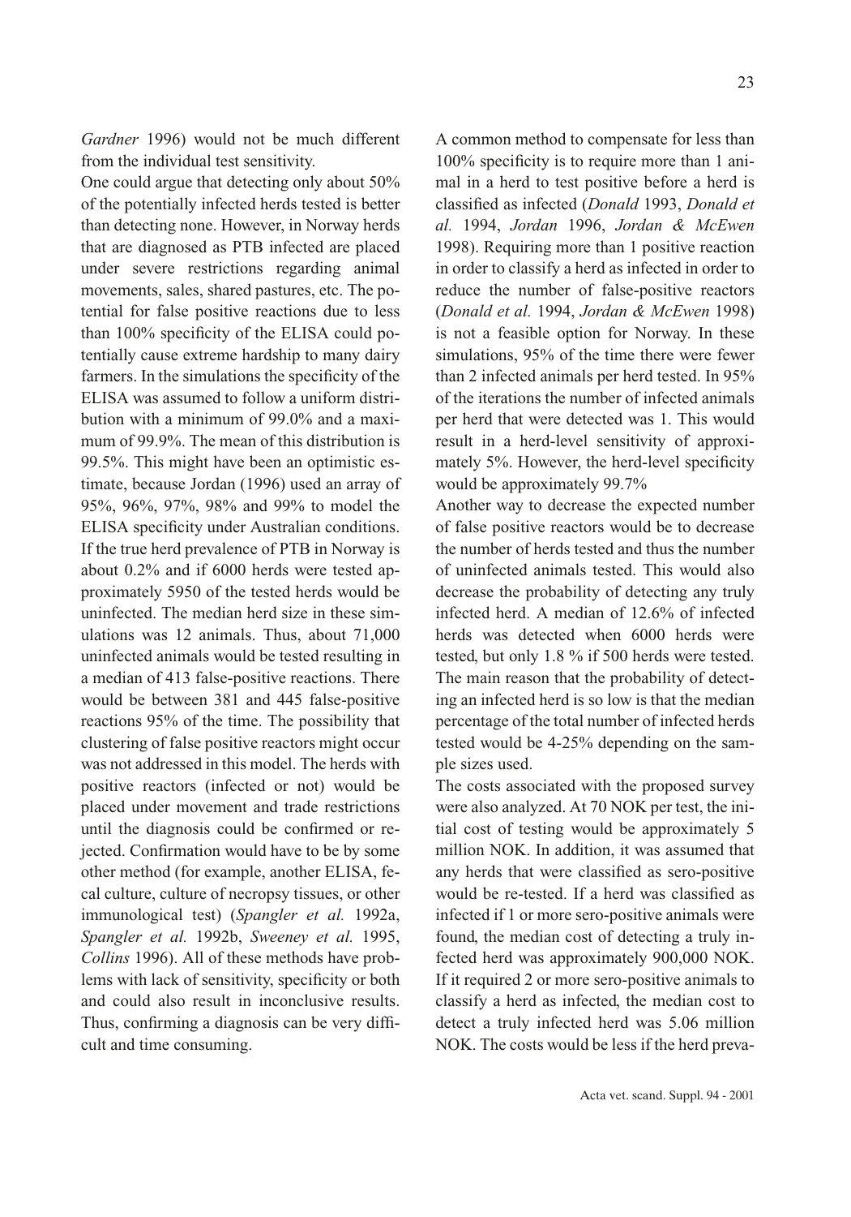*Gardner* 1996) would not be much different from the individual test sensitivity.

One could argue that detecting only about 50% of the potentially infected herds tested is better than detecting none. However, in Norway herds that are diagnosed as PTB infected are placed under severe restrictions regarding animal movements, sales, shared pastures, etc. The potential for false positive reactions due to less than 100% specificity of the ELISA could potentially cause extreme hardship to many dairy farmers. In the simulations the specificity of the ELISA was assumed to follow a uniform distribution with a minimum of 99.0% and a maximum of 99.9%. The mean of this distribution is 99.5%. This might have been an optimistic estimate, because Jordan (1996) used an array of 95%, 96%, 97%, 98% and 99% to model the ELISA specificity under Australian conditions. If the true herd prevalence of PTB in Norway is about 0.2% and if 6000 herds were tested approximately 5950 of the tested herds would be uninfected. The median herd size in these simulations was 12 animals. Thus, about 71,000 uninfected animals would be tested resulting in a median of 413 false-positive reactions. There would be between 381 and 445 false-positive reactions 95% of the time. The possibility that clustering of false positive reactors might occur was not addressed in this model. The herds with positive reactors (infected or not) would be placed under movement and trade restrictions until the diagnosis could be confirmed or rejected. Confirmation would have to be by some other method (for example, another ELISA, fecal culture, culture of necropsy tissues, or other immunological test) (*Spangler et al.* 1992a, *Spangler et al.* 1992b, *Sweeney et al.* 1995, *Collins* 1996). All of these methods have problems with lack of sensitivity, specificity or both and could also result in inconclusive results. Thus, confirming a diagnosis can be very difficult and time consuming.

A common method to compensate for less than 100% specificity is to require more than 1 animal in a herd to test positive before a herd is classified as infected (*Donald* 1993, *Donald et al.* 1994, *Jordan* 1996, *Jordan & McEwen* 1998). Requiring more than 1 positive reaction in order to classify a herd as infected in order to reduce the number of false-positive reactors (*Donald et al.* 1994, *Jordan & McEwen* 1998) is not a feasible option for Norway. In these simulations, 95% of the time there were fewer than 2 infected animals per herd tested. In 95% of the iterations the number of infected animals per herd that were detected was 1. This would result in a herd-level sensitivity of approximately 5%. However, the herd-level specificity would be approximately 99.7%

Another way to decrease the expected number of false positive reactors would be to decrease the number of herds tested and thus the number of uninfected animals tested. This would also decrease the probability of detecting any truly infected herd. A median of 12.6% of infected herds was detected when 6000 herds were tested, but only 1.8 % if 500 herds were tested. The main reason that the probability of detecting an infected herd is so low is that the median percentage of the total number of infected herds tested would be 4-25% depending on the sample sizes used.

The costs associated with the proposed survey were also analyzed. At 70 NOK per test, the initial cost of testing would be approximately 5 million NOK. In addition, it was assumed that any herds that were classified as sero-positive would be re-tested. If a herd was classified as infected if 1 or more sero-positive animals were found, the median cost of detecting a truly infected herd was approximately 900,000 NOK. If it required 2 or more sero-positive animals to classify a herd as infected, the median cost to detect a truly infected herd was 5.06 million NOK. The costs would be less if the herd preva-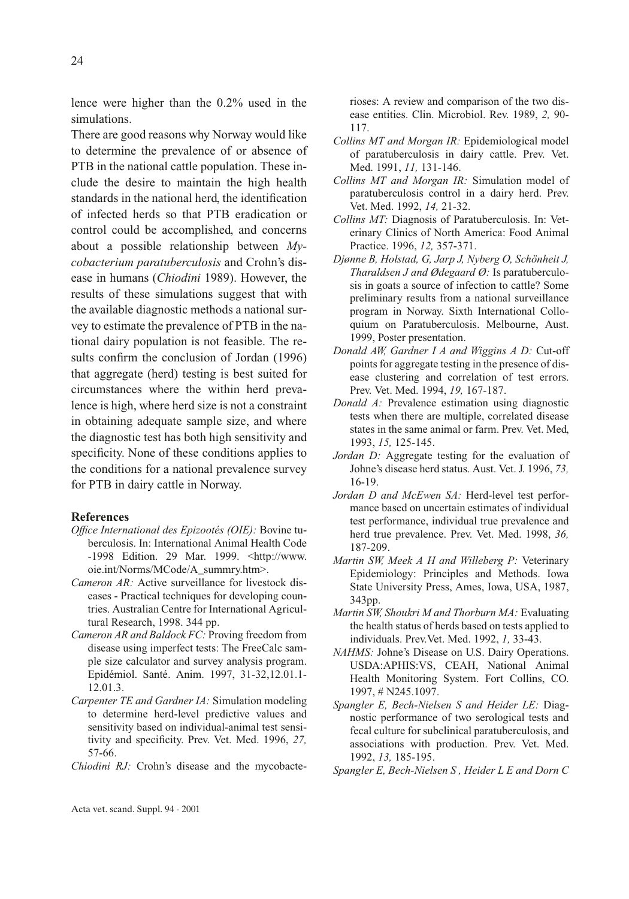lence were higher than the 0.2% used in the simulations.

There are good reasons why Norway would like to determine the prevalence of or absence of PTB in the national cattle population. These include the desire to maintain the high health standards in the national herd, the identification of infected herds so that PTB eradication or control could be accomplished, and concerns about a possible relationship between *Mycobacterium paratuberculosis* and Crohn's disease in humans (*Chiodini* 1989). However, the results of these simulations suggest that with the available diagnostic methods a national survey to estimate the prevalence of PTB in the national dairy population is not feasible. The results confirm the conclusion of Jordan (1996) that aggregate (herd) testing is best suited for circumstances where the within herd prevalence is high, where herd size is not a constraint in obtaining adequate sample size, and where the diagnostic test has both high sensitivity and specificity. None of these conditions applies to the conditions for a national prevalence survey for PTB in dairy cattle in Norway.

## References

*Office International des Epizootés (OIE):* Bovine tuberculosis. In: International Animal Health Code -1998 Edition. 29 Mar. 1999. <http://www.oie.int/Norms/MCode/A_summry.htm>.

*Cameron AR:* Active surveillance for livestock diseases - Practical techniques for developing countries. Australian Centre for International Agricultural Research, 1998. 344 pp.

*Cameron AR and Baldock FC:* Proving freedom from disease using imperfect tests: The FreeCalc sample size calculator and survey analysis program. Epidémiol. Santé. Anim. 1997, 31-32,12.01.1-12.01.3.

*Carpenter TE and Gardner IA:* Simulation modeling to determine herd-level predictive values and sensitivity based on individual-animal test sensitivity and specificity. Prev. Vet. Med. 1996, *27,* 57-66.

*Chiodini RJ:* Crohn's disease and the mycobacterioses: A review and comparison of the two disease entities. Clin. Microbiol. Rev. 1989, *2,* 90-117.

*Collins MT and Morgan IR:* Epidemiological model of paratuberculosis in dairy cattle. Prev. Vet. Med. 1991, *11,* 131-146.

*Collins MT and Morgan IR:* Simulation model of paratuberculosis control in a dairy herd. Prev. Vet. Med. 1992, *14,* 21-32.

*Collins MT:* Diagnosis of Paratuberculosis. In: Veterinary Clinics of North America: Food Animal Practice. 1996, *12,* 357-371.

*Djønne B, Holstad, G, Jarp J, Nyberg O, Schönheit J, Tharaldsen J and Ødegaard Ø:* Is paratuberculosis in goats a source of infection to cattle? Some preliminary results from a national surveillance program in Norway. Sixth International Colloquium on Paratuberculosis. Melbourne, Aust. 1999, Poster presentation.

*Donald AW, Gardner I A and Wiggins A D:* Cut-off points for aggregate testing in the presence of disease clustering and correlation of test errors. Prev. Vet. Med. 1994, *19,* 167-187.

*Donald A:* Prevalence estimation using diagnostic tests when there are multiple, correlated disease states in the same animal or farm. Prev. Vet. Med, 1993, *15,* 125-145.

*Jordan D:* Aggregate testing for the evaluation of Johne's disease herd status. Aust. Vet. J. 1996, *73,* 16-19.

*Jordan D and McEwen SA:* Herd-level test performance based on uncertain estimates of individual test performance, individual true prevalence and herd true prevalence. Prev. Vet. Med. 1998, *36,* 187-209.

*Martin SW, Meek A H and Willeberg P:* Veterinary Epidemiology: Principles and Methods. Iowa State University Press, Ames, Iowa, USA, 1987, 343pp.

*Martin SW, Shoukri M and Thorburn MA:* Evaluating the health status of herds based on tests applied to individuals. Prev.Vet. Med. 1992, *1,* 33-43.

*NAHMS:* Johne's Disease on U.S. Dairy Operations. USDA:APHIS:VS, CEAH, National Animal Health Monitoring System. Fort Collins, CO. 1997, # N245.1097.

*Spangler E, Bech-Nielsen S and Heider LE:* Diagnostic performance of two serological tests and fecal culture for subclinical paratuberculosis, and associations with production. Prev. Vet. Med. 1992, *13,* 185-195.

*Spangler E, Bech-Nielsen S , Heider L E and Dorn C*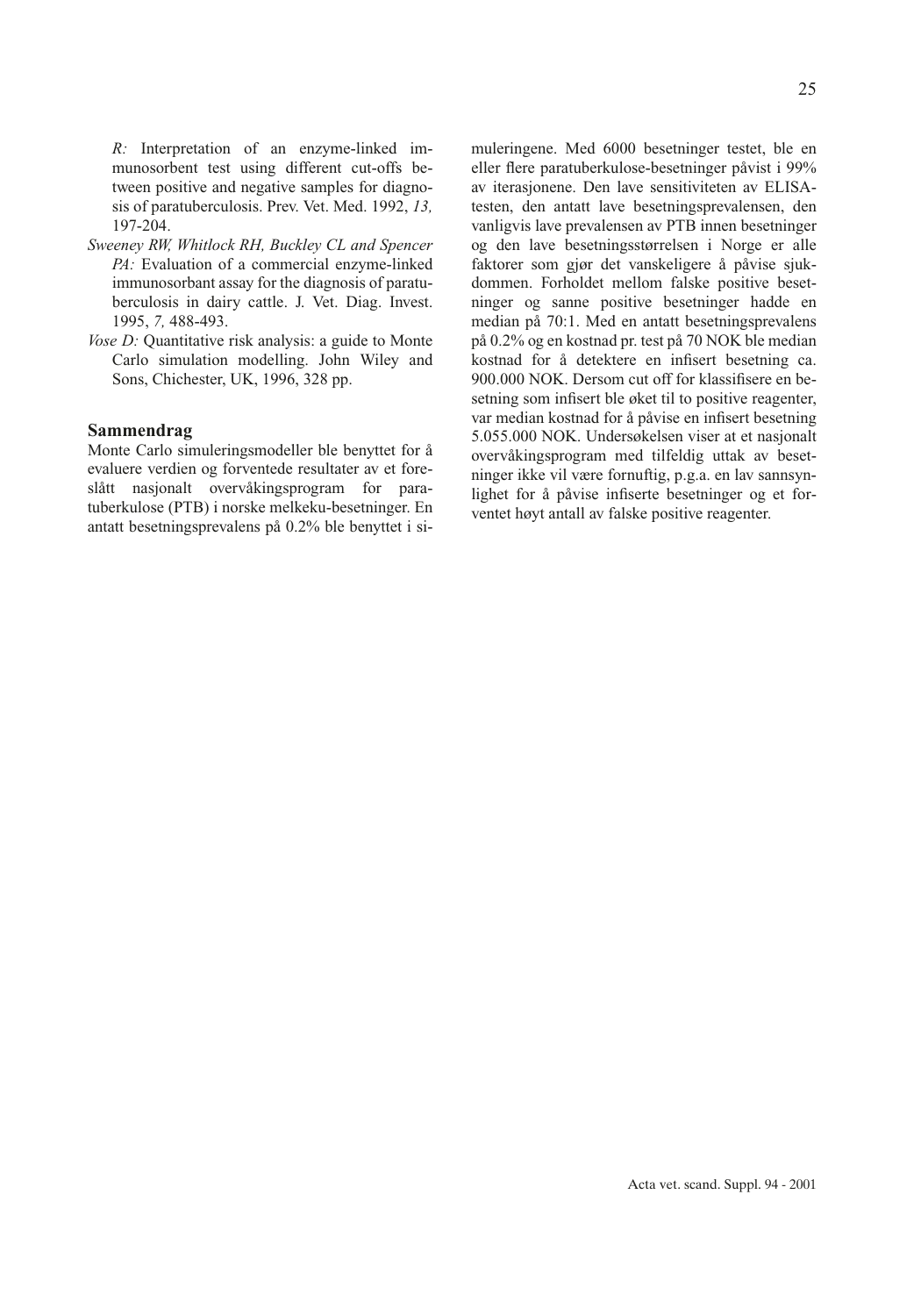*R:* Interpretation of an enzyme-linked immunosorbent test using different cut-offs between positive and negative samples for diagnosis of paratuberculosis. Prev. Vet. Med. 1992, *13,* 197-204.

*Sweeney RW, Whitlock RH, Buckley CL and Spencer PA:* Evaluation of a commercial enzyme-linked immunosorbant assay for the diagnosis of paratuberculosis in dairy cattle. J. Vet. Diag. Invest. 1995, *7,* 488-493.

*Vose D:* Quantitative risk analysis: a guide to Monte Carlo simulation modelling. John Wiley and Sons, Chichester, UK, 1996, 328 pp.

## Sammendrag

Monte Carlo simuleringsmodeller ble benyttet for å evaluere verdien og forventede resultater av et foreslått nasjonalt overvåkingsprogram for paratuberkulose (PTB) i norske melkeku-besetninger. En antatt besetningsprevalens på 0.2% ble benyttet i simuleringene. Med 6000 besetninger testet, ble en eller flere paratuberkulose-besetninger påvist i 99% av iterasjonene. Den lave sensitiviteten av ELISA-testen, den antatt lave besetningsprevalensen, den vanligvis lave prevalensen av PTB innen besetninger og den lave besetningsstørrelsen i Norge er alle faktorer som gjør det vanskeligere å påvise sykdommen. Forholdet mellom falske positive besetninger og sanne positive besetninger hadde en median på 70:1. Med en antatt besetningsprevalens på 0.2% og en kostnad pr. test på 70 NOK ble median kostnad for å detektere en infisert besetning ca. 900.000 NOK. Dersom cut off for klassifisere en besetning som infisert ble øket til to positive reagenter, var median kostnad for å påvise en infisert besetning 5.055.000 NOK. Undersøkelsen viser at et nasjonalt overvåkingsprogram med tilfeldig uttak av besetninger ikke vil være fornuftig, p.g.a. en lav sannsynlighet for å påvise infiserte besetninger og et forventet høyt antall av falske positive reagenter.